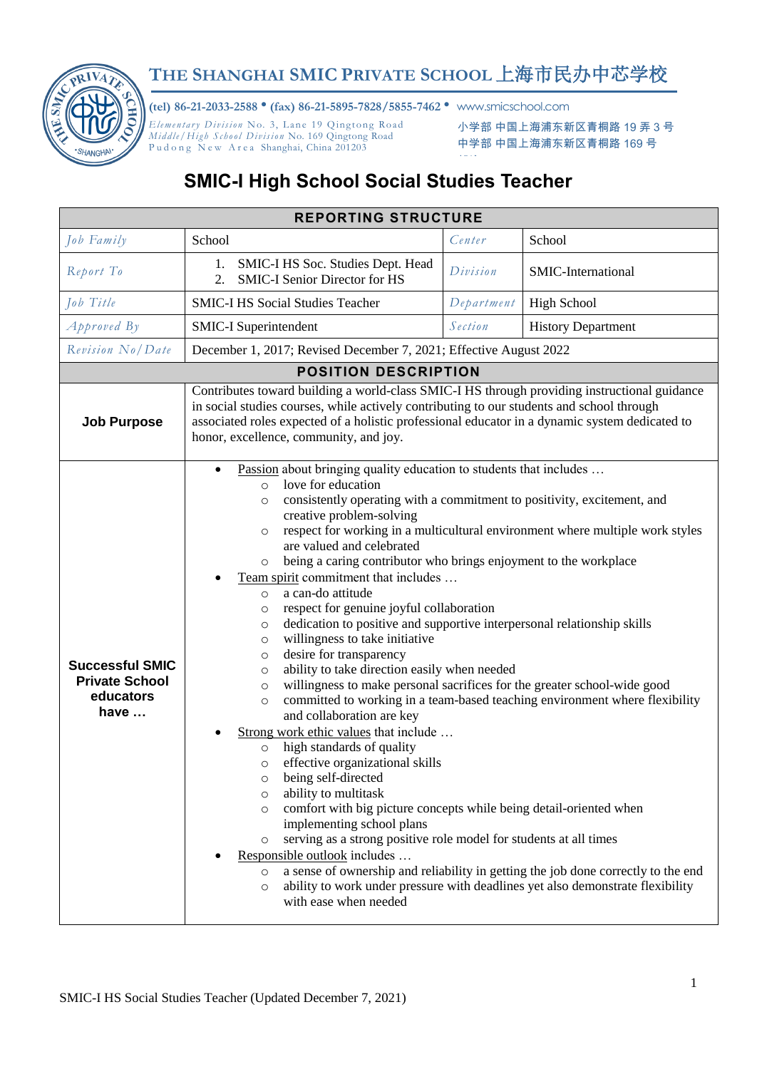# THE SHANGHAI SMIC PRIVATE SCHOOL 上海市民办中芯学校

**(tel) 86-21-2033-2588 • (fax) 86-21-5895-7828/5855-7462 •** www.smicschool.com

*Elementary Division* No. 3, Lane 19 Qingtong Road
*Middle/High School Division* No. 169 Qingtong Road
Pudong New Area Shanghai, China 201203

小学部 中国上海浦东新区青桐路 19 弄 3 号
中学部 中国上海浦东新区青桐路 169 号

## SMIC-I High School Social Studies Teacher

| **REPORTING STRUCTURE** | | | |
|---|---|---|---|
| *Job Family* | School | *Center* | School |
| *Report To* | 1. SMIC-I HS Soc. Studies Dept. Head<br>2. SMIC-I Senior Director for HS | *Division* | SMIC-International |
| *Job Title* | SMIC-I HS Social Studies Teacher | *Department* | High School |
| *Approved By* | SMIC-I Superintendent | *Section* | History Department |
| *Revision No/Date* | December 1, 2017; Revised December 7, 2021; Effective August 2022 | | |

| **POSITION DESCRIPTION** | |
|---|---|
| **Job Purpose** | Contributes toward building a world-class SMIC-I HS through providing instructional guidance in social studies courses, while actively contributing to our students and school through associated roles expected of a holistic professional educator in a dynamic system dedicated to honor, excellence, community, and joy. |
| **Successful SMIC Private School educators have …** | • <u>Passion</u> about bringing quality education to students that includes …<br>&nbsp;&nbsp;◦ love for education<br>&nbsp;&nbsp;◦ consistently operating with a commitment to positivity, excitement, and creative problem-solving<br>&nbsp;&nbsp;◦ respect for working in a multicultural environment where multiple work styles are valued and celebrated<br>&nbsp;&nbsp;◦ being a caring contributor who brings enjoyment to the workplace<br>• <u>Team spirit</u> commitment that includes …<br>&nbsp;&nbsp;◦ a can-do attitude<br>&nbsp;&nbsp;◦ respect for genuine joyful collaboration<br>&nbsp;&nbsp;◦ dedication to positive and supportive interpersonal relationship skills<br>&nbsp;&nbsp;◦ willingness to take initiative<br>&nbsp;&nbsp;◦ desire for transparency<br>&nbsp;&nbsp;◦ ability to take direction easily when needed<br>&nbsp;&nbsp;◦ willingness to make personal sacrifices for the greater school-wide good<br>&nbsp;&nbsp;◦ committed to working in a team-based teaching environment where flexibility and collaboration are key<br>• <u>Strong work ethic values</u> that include …<br>&nbsp;&nbsp;◦ high standards of quality<br>&nbsp;&nbsp;◦ effective organizational skills<br>&nbsp;&nbsp;◦ being self-directed<br>&nbsp;&nbsp;◦ ability to multitask<br>&nbsp;&nbsp;◦ comfort with big picture concepts while being detail-oriented when implementing school plans<br>&nbsp;&nbsp;◦ serving as a strong positive role model for students at all times<br>• <u>Responsible outlook</u> includes …<br>&nbsp;&nbsp;◦ a sense of ownership and reliability in getting the job done correctly to the end<br>&nbsp;&nbsp;◦ ability to work under pressure with deadlines yet also demonstrate flexibility with ease when needed |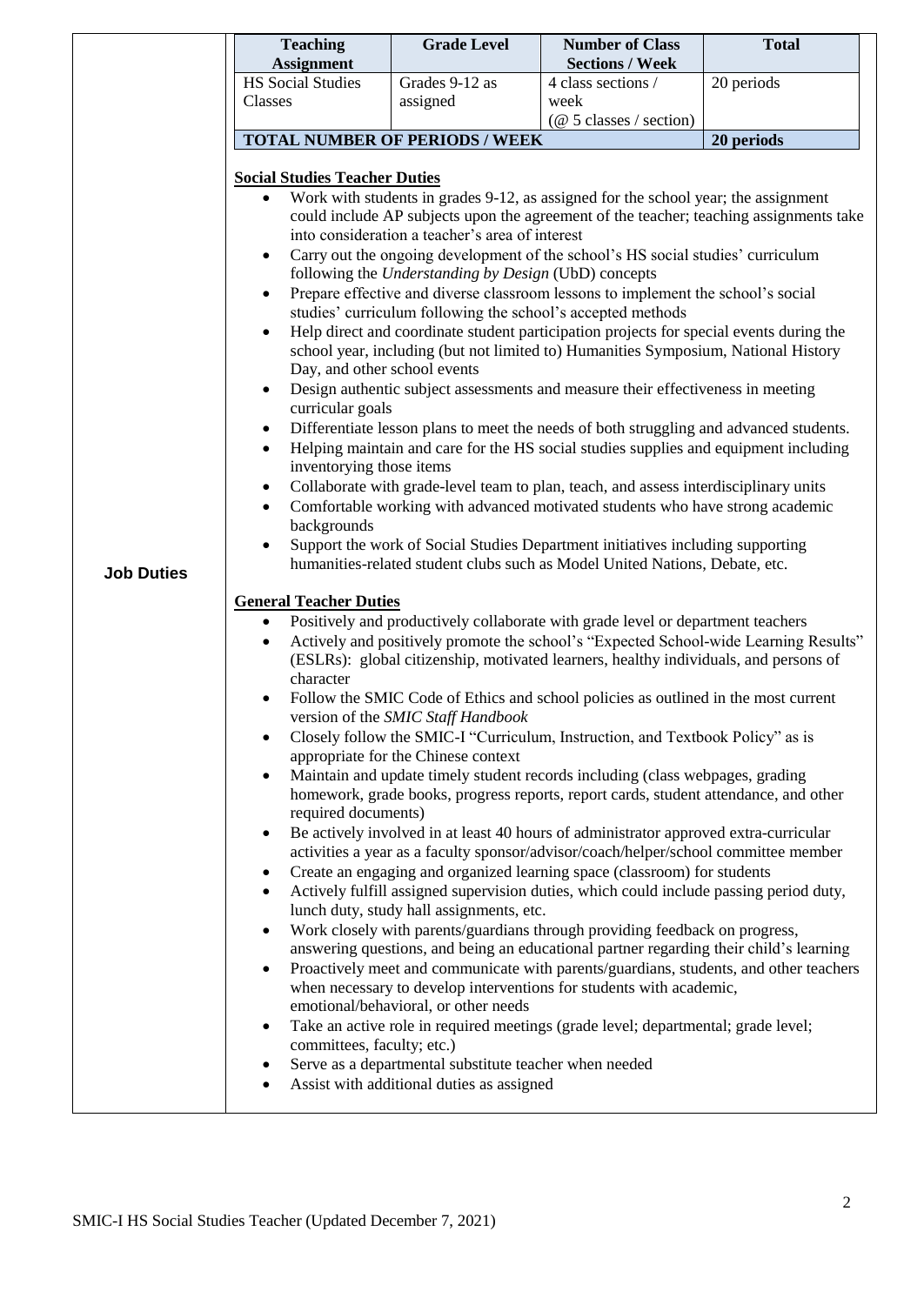| Teaching Assignment | Grade Level | Number of Class Sections / Week | Total |
|---|---|---|---|
| HS Social Studies Classes | Grades 9-12 as assigned | 4 class sections / week (@ 5 classes / section) | 20 periods |
| **TOTAL NUMBER OF PERIODS / WEEK** | | | **20 periods** |

**Job Duties**

**Social Studies Teacher Duties**

- Work with students in grades 9-12, as assigned for the school year; the assignment could include AP subjects upon the agreement of the teacher; teaching assignments take into consideration a teacher's area of interest
- Carry out the ongoing development of the school's HS social studies' curriculum following the *Understanding by Design* (UbD) concepts
- Prepare effective and diverse classroom lessons to implement the school's social studies' curriculum following the school's accepted methods
- Help direct and coordinate student participation projects for special events during the school year, including (but not limited to) Humanities Symposium, National History Day, and other school events
- Design authentic subject assessments and measure their effectiveness in meeting curricular goals
- Differentiate lesson plans to meet the needs of both struggling and advanced students.
- Helping maintain and care for the HS social studies supplies and equipment including inventorying those items
- Collaborate with grade-level team to plan, teach, and assess interdisciplinary units
- Comfortable working with advanced motivated students who have strong academic backgrounds
- Support the work of Social Studies Department initiatives including supporting humanities-related student clubs such as Model United Nations, Debate, etc.

**General Teacher Duties**

- Positively and productively collaborate with grade level or department teachers
- Actively and positively promote the school's "Expected School-wide Learning Results" (ESLRs): global citizenship, motivated learners, healthy individuals, and persons of character
- Follow the SMIC Code of Ethics and school policies as outlined in the most current version of the *SMIC Staff Handbook*
- Closely follow the SMIC-I "Curriculum, Instruction, and Textbook Policy" as is appropriate for the Chinese context
- Maintain and update timely student records including (class webpages, grading homework, grade books, progress reports, report cards, student attendance, and other required documents)
- Be actively involved in at least 40 hours of administrator approved extra-curricular activities a year as a faculty sponsor/advisor/coach/helper/school committee member
- Create an engaging and organized learning space (classroom) for students
- Actively fulfill assigned supervision duties, which could include passing period duty, lunch duty, study hall assignments, etc.
- Work closely with parents/guardians through providing feedback on progress, answering questions, and being an educational partner regarding their child's learning
- Proactively meet and communicate with parents/guardians, students, and other teachers when necessary to develop interventions for students with academic, emotional/behavioral, or other needs
- Take an active role in required meetings (grade level; departmental; grade level; committees, faculty; etc.)
- Serve as a departmental substitute teacher when needed
- Assist with additional duties as assigned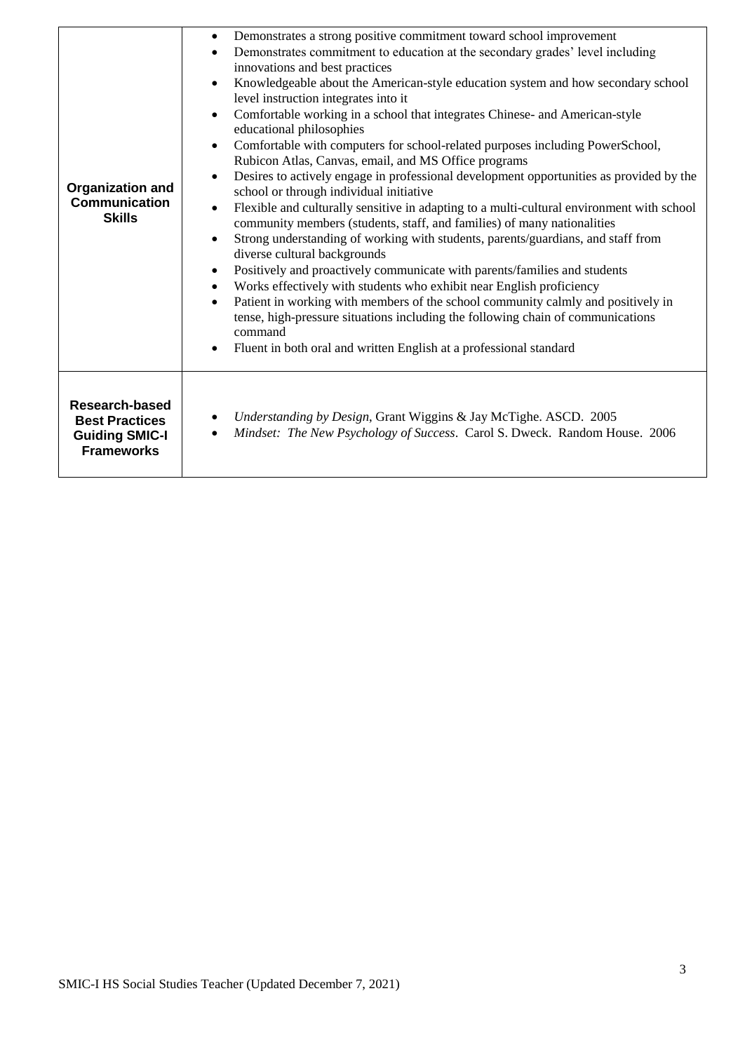| | |
|---|---|
| **Organization and Communication Skills** | • Demonstrates a strong positive commitment toward school improvement<br>• Demonstrates commitment to education at the secondary grades' level including innovations and best practices<br>• Knowledgeable about the American-style education system and how secondary school level instruction integrates into it<br>• Comfortable working in a school that integrates Chinese- and American-style educational philosophies<br>• Comfortable with computers for school-related purposes including PowerSchool, Rubicon Atlas, Canvas, email, and MS Office programs<br>• Desires to actively engage in professional development opportunities as provided by the school or through individual initiative<br>• Flexible and culturally sensitive in adapting to a multi-cultural environment with school community members (students, staff, and families) of many nationalities<br>• Strong understanding of working with students, parents/guardians, and staff from diverse cultural backgrounds<br>• Positively and proactively communicate with parents/families and students<br>• Works effectively with students who exhibit near English proficiency<br>• Patient in working with members of the school community calmly and positively in tense, high-pressure situations including the following chain of communications command<br>• Fluent in both oral and written English at a professional standard |
| **Research-based Best Practices Guiding SMIC-I Frameworks** | • *Understanding by Design*, Grant Wiggins & Jay McTighe. ASCD. 2005<br>• *Mindset: The New Psychology of Success*. Carol S. Dweck. Random House. 2006 |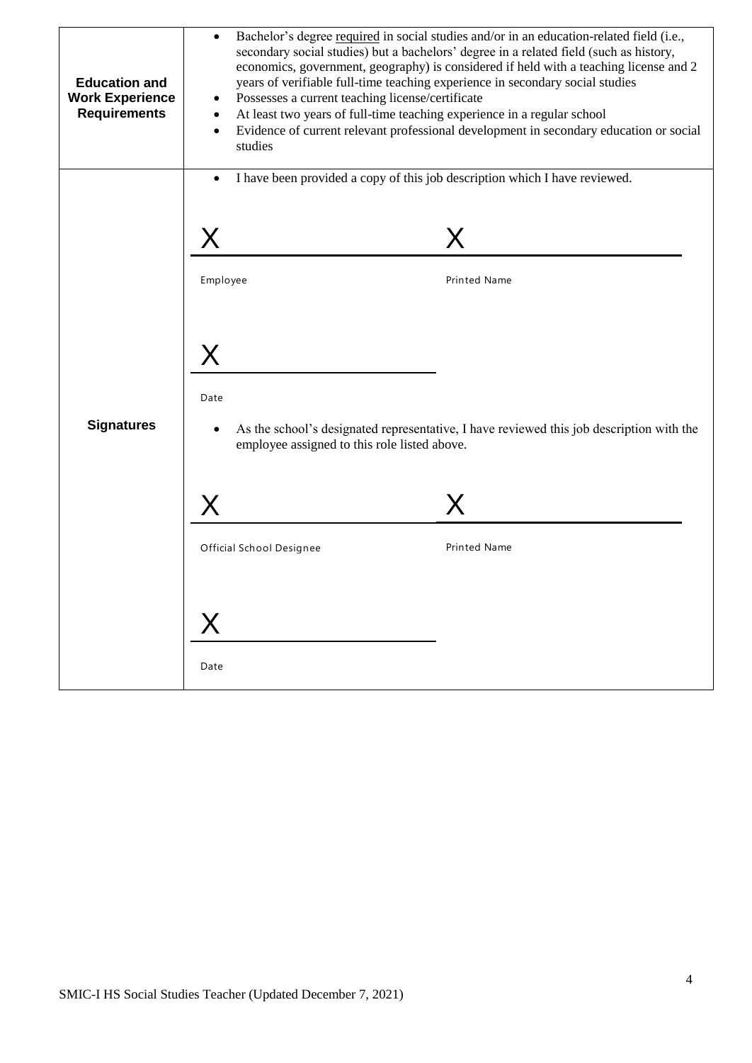| | |
|---|---|
| **Education and Work Experience Requirements** | • Bachelor's degree <u>required</u> in social studies and/or in an education-related field (i.e., secondary social studies) but a bachelors' degree in a related field (such as history, economics, government, geography) is considered if held with a teaching license and 2 years of verifiable full-time teaching experience in secondary social studies<br>• Possesses a current teaching license/certificate<br>• At least two years of full-time teaching experience in a regular school<br>• Evidence of current relevant professional development in secondary education or social studies |
| **Signatures** | • I have been provided a copy of this job description which I have reviewed.<br><br>X \_\_\_\_\_\_\_\_\_\_\_\_\_\_\_\_\_\_\_\_ X \_\_\_\_\_\_\_\_\_\_\_\_\_\_\_\_\_\_\_\_<br>Employee Printed Name<br><br>X \_\_\_\_\_\_\_\_\_\_\_\_\_\_\_\_\_\_\_\_<br>Date<br><br>• As the school's designated representative, I have reviewed this job description with the employee assigned to this role listed above.<br><br>X \_\_\_\_\_\_\_\_\_\_\_\_\_\_\_\_\_\_\_\_ X \_\_\_\_\_\_\_\_\_\_\_\_\_\_\_\_\_\_\_\_<br>Official School Designee Printed Name<br><br>X \_\_\_\_\_\_\_\_\_\_\_\_\_\_\_\_\_\_\_\_<br>Date |

SMIC-I HS Social Studies Teacher (Updated December 7, 2021)